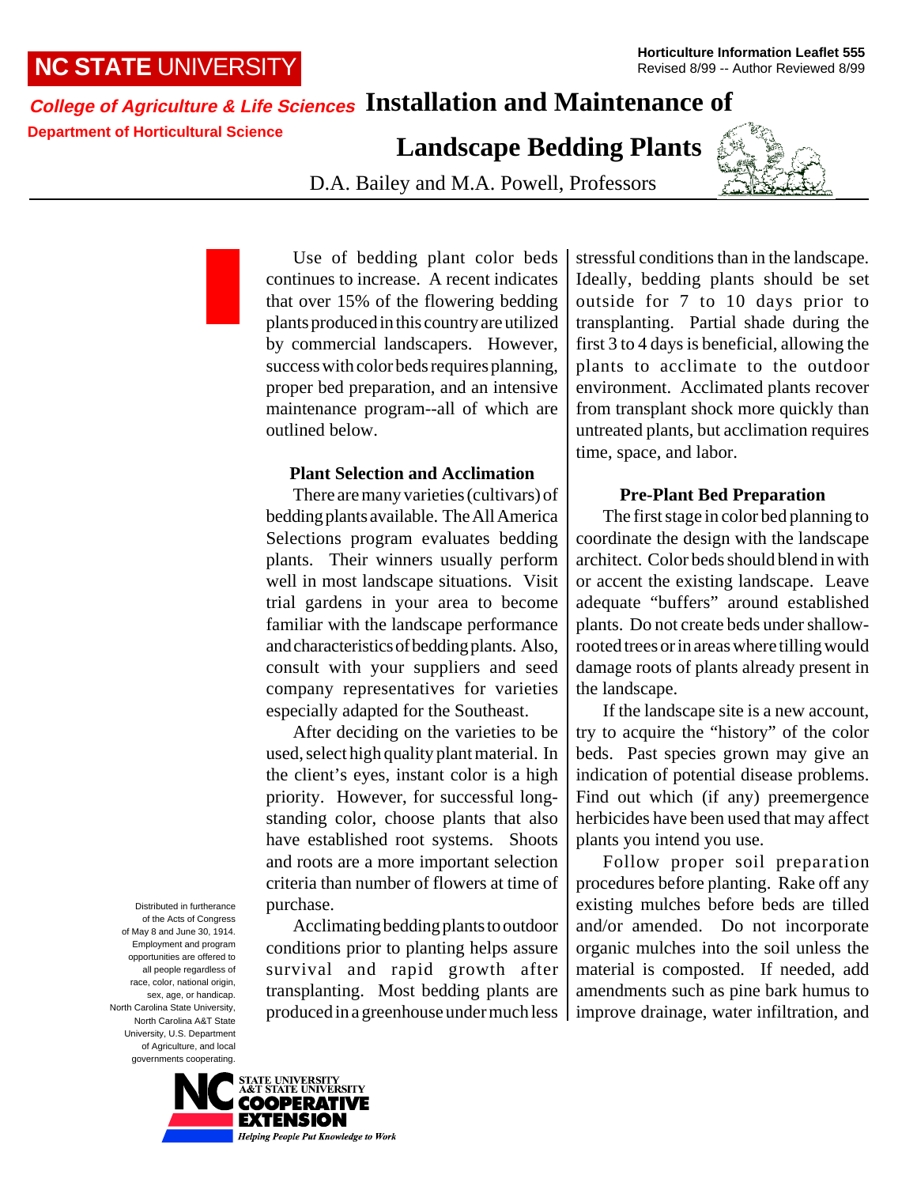NC STATE UNIVERSITY

*College of Agriculture & Life Sciences*

Department of Horticultural Science

**Horticulture Information Leaflet 555**
Revised 8/99 -- Author Reviewed 8/99

# Installation and Maintenance of Landscape Bedding Plants

D.A. Bailey and M.A. Powell, Professors

Use of bedding plant color beds continues to increase. A recent indicates that over 15% of the flowering bedding plants produced in this country are utilized by commercial landscapers. However, success with color beds requires planning, proper bed preparation, and an intensive maintenance program--all of which are outlined below.

## Plant Selection and Acclimation

There are many varieties (cultivars) of bedding plants available. The All America Selections program evaluates bedding plants. Their winners usually perform well in most landscape situations. Visit trial gardens in your area to become familiar with the landscape performance and characteristics of bedding plants. Also, consult with your suppliers and seed company representatives for varieties especially adapted for the Southeast.

After deciding on the varieties to be used, select high quality plant material. In the client's eyes, instant color is a high priority. However, for successful long-standing color, choose plants that also have established root systems. Shoots and roots are a more important selection criteria than number of flowers at time of purchase.

Acclimating bedding plants to outdoor conditions prior to planting helps assure survival and rapid growth after transplanting. Most bedding plants are produced in a greenhouse under much less stressful conditions than in the landscape. Ideally, bedding plants should be set outside for 7 to 10 days prior to transplanting. Partial shade during the first 3 to 4 days is beneficial, allowing the plants to acclimate to the outdoor environment. Acclimated plants recover from transplant shock more quickly than untreated plants, but acclimation requires time, space, and labor.

## Pre-Plant Bed Preparation

The first stage in color bed planning to coordinate the design with the landscape architect. Color beds should blend in with or accent the existing landscape. Leave adequate "buffers" around established plants. Do not create beds under shallow-rooted trees or in areas where tilling would damage roots of plants already present in the landscape.

If the landscape site is a new account, try to acquire the "history" of the color beds. Past species grown may give an indication of potential disease problems. Find out which (if any) preemergence herbicides have been used that may affect plants you intend you use.

Follow proper soil preparation procedures before planting. Rake off any existing mulches before beds are tilled and/or amended. Do not incorporate organic mulches into the soil unless the material is composted. If needed, add amendments such as pine bark humus to improve drainage, water infiltration, and

Distributed in furtherance of the Acts of Congress of May 8 and June 30, 1914. Employment and program opportunities are offered to all people regardless of race, color, national origin, sex, age, or handicap. North Carolina State University, North Carolina A&T State University, U.S. Department of Agriculture, and local governments cooperating.

NC STATE UNIVERSITY A&T STATE UNIVERSITY COOPERATIVE EXTENSION *Helping People Put Knowledge to Work*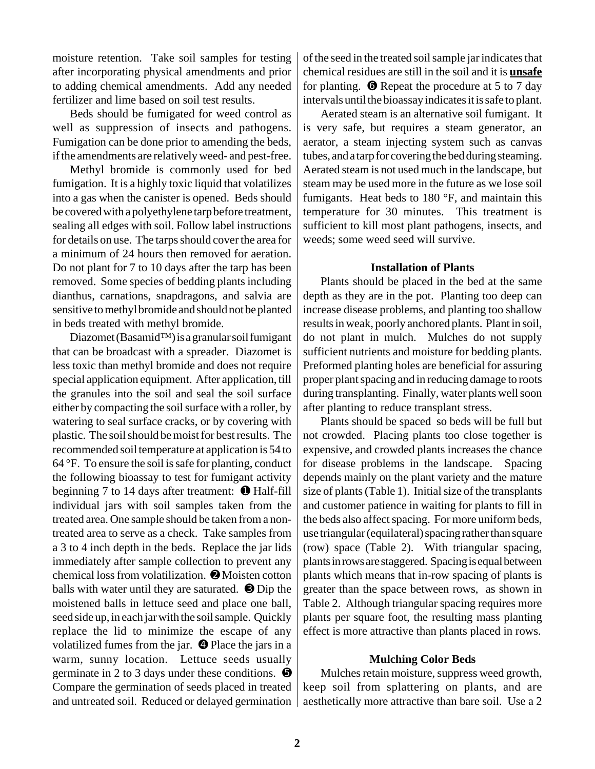moisture retention. Take soil samples for testing after incorporating physical amendments and prior to adding chemical amendments. Add any needed fertilizer and lime based on soil test results.

Beds should be fumigated for weed control as well as suppression of insects and pathogens. Fumigation can be done prior to amending the beds, if the amendments are relatively weed- and pest-free.

Methyl bromide is commonly used for bed fumigation. It is a highly toxic liquid that volatilizes into a gas when the canister is opened. Beds should be covered with a polyethylene tarp before treatment, sealing all edges with soil. Follow label instructions for details on use. The tarps should cover the area for a minimum of 24 hours then removed for aeration. Do not plant for 7 to 10 days after the tarp has been removed. Some species of bedding plants including dianthus, carnations, snapdragons, and salvia are sensitive to methyl bromide and should not be planted in beds treated with methyl bromide.

Diazomet (Basamid™) is a granular soil fumigant that can be broadcast with a spreader. Diazomet is less toxic than methyl bromide and does not require special application equipment. After application, till the granules into the soil and seal the soil surface either by compacting the soil surface with a roller, by watering to seal surface cracks, or by covering with plastic. The soil should be moist for best results. The recommended soil temperature at application is 54 to 64 °F. To ensure the soil is safe for planting, conduct the following bioassay to test for fumigant activity beginning 7 to 14 days after treatment: ❶ Half-fill individual jars with soil samples taken from the treated area. One sample should be taken from a non-treated area to serve as a check. Take samples from a 3 to 4 inch depth in the beds. Replace the jar lids immediately after sample collection to prevent any chemical loss from volatilization. ❷ Moisten cotton balls with water until they are saturated. ❸ Dip the moistened balls in lettuce seed and place one ball, seed side up, in each jar with the soil sample. Quickly replace the lid to minimize the escape of any volatilized fumes from the jar. ❹ Place the jars in a warm, sunny location. Lettuce seeds usually germinate in 2 to 3 days under these conditions. ❺ Compare the germination of seeds placed in treated and untreated soil. Reduced or delayed germination of the seed in the treated soil sample jar indicates that chemical residues are still in the soil and it is **unsafe** for planting. ❻ Repeat the procedure at 5 to 7 day intervals until the bioassay indicates it is safe to plant.

Aerated steam is an alternative soil fumigant. It is very safe, but requires a steam generator, an aerator, a steam injecting system such as canvas tubes, and a tarp for covering the bed during steaming. Aerated steam is not used much in the landscape, but steam may be used more in the future as we lose soil fumigants. Heat beds to 180 °F, and maintain this temperature for 30 minutes. This treatment is sufficient to kill most plant pathogens, insects, and weeds; some weed seed will survive.

### Installation of Plants

Plants should be placed in the bed at the same depth as they are in the pot. Planting too deep can increase disease problems, and planting too shallow results in weak, poorly anchored plants. Plant in soil, do not plant in mulch. Mulches do not supply sufficient nutrients and moisture for bedding plants. Preformed planting holes are beneficial for assuring proper plant spacing and in reducing damage to roots during transplanting. Finally, water plants well soon after planting to reduce transplant stress.

Plants should be spaced so beds will be full but not crowded. Placing plants too close together is expensive, and crowded plants increases the chance for disease problems in the landscape. Spacing depends mainly on the plant variety and the mature size of plants (Table 1). Initial size of the transplants and customer patience in waiting for plants to fill in the beds also affect spacing. For more uniform beds, use triangular (equilateral) spacing rather than square (row) space (Table 2). With triangular spacing, plants in rows are staggered. Spacing is equal between plants which means that in-row spacing of plants is greater than the space between rows, as shown in Table 2. Although triangular spacing requires more plants per square foot, the resulting mass planting effect is more attractive than plants placed in rows.

### Mulching Color Beds

Mulches retain moisture, suppress weed growth, keep soil from splattering on plants, and are aesthetically more attractive than bare soil. Use a 2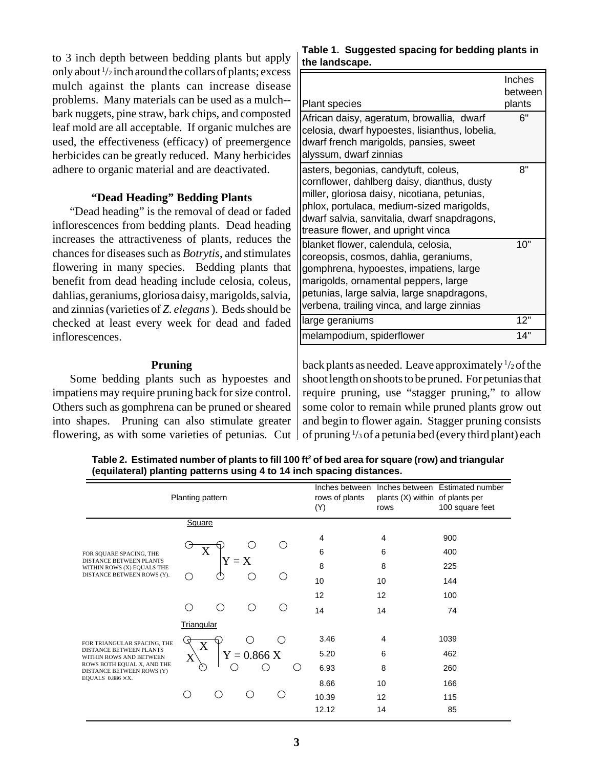to 3 inch depth between bedding plants but apply only about 1/2 inch around the collars of plants; excess mulch against the plants can increase disease problems. Many materials can be used as a mulch--bark nuggets, pine straw, bark chips, and composted leaf mold are all acceptable. If organic mulches are used, the effectiveness (efficacy) of preemergence herbicides can be greatly reduced. Many herbicides adhere to organic material and are deactivated.

### "Dead Heading" Bedding Plants

"Dead heading" is the removal of dead or faded inflorescences from bedding plants. Dead heading increases the attractiveness of plants, reduces the chances for diseases such as *Botrytis*, and stimulates flowering in many species. Bedding plants that benefit from dead heading include celosia, coleus, dahlias, geraniums, gloriosa daisy, marigolds, salvia, and zinnias (varieties of *Z. elegans*). Beds should be checked at least every week for dead and faded inflorescences.

### Pruning

Some bedding plants such as hypoestes and impatiens may require pruning back for size control. Others such as gomphrena can be pruned or sheared into shapes. Pruning can also stimulate greater flowering, as with some varieties of petunias. Cut back plants as needed. Leave approximately 1/2 of the shoot length on shoots to be pruned. For petunias that require pruning, use "stagger pruning," to allow some color to remain while pruned plants grow out and begin to flower again. Stagger pruning consists of pruning 1/3 of a petunia bed (every third plant) each

**Table 1. Suggested spacing for bedding plants in the landscape.**

| Plant species | Inches between plants |
|---|---|
| African daisy, ageratum, browallia, dwarf celosia, dwarf hypoestes, lisianthus, lobelia, dwarf french marigolds, pansies, sweet alyssum, dwarf zinnias | 6" |
| asters, begonias, candytuft, coleus, cornflower, dahlberg daisy, dianthus, dusty miller, gloriosa daisy, nicotiana, petunias, phlox, portulaca, medium-sized marigolds, dwarf salvia, sanvitalia, dwarf snapdragons, treasure flower, and upright vinca | 8" |
| blanket flower, calendula, celosia, coreopsis, cosmos, dahlia, geraniums, gomphrena, hypoestes, impatiens, large marigolds, ornamental peppers, large petunias, large salvia, large snapdragons, verbena, trailing vinca, and large zinnias | 10" |
| large geraniums | 12" |
| melampodium, spiderflower | 14" |

**Table 2. Estimated number of plants to fill 100 ft² of bed area for square (row) and triangular (equilateral) planting patterns using 4 to 14 inch spacing distances.**

| Planting pattern | Inches between rows of plants (Y) | Inches between plants (X) within rows | Estimated number of plants per 100 square feet |
|---|---|---|---|
| **Square** — For square spacing, the distance between plants within rows (X) equals the distance between rows (Y). $Y = X$ | 4 | 4 | 900 |
| | 6 | 6 | 400 |
| | 8 | 8 | 225 |
| | 10 | 10 | 144 |
| | 12 | 12 | 100 |
| | 14 | 14 | 74 |
| **Triangular** — For triangular spacing, the distance between plants within rows and between rows both equal X, and the distance between rows (Y) equals 0.886 × X. $Y = 0.866\,X$ | 3.46 | 4 | 1039 |
| | 5.20 | 6 | 462 |
| | 6.93 | 8 | 260 |
| | 8.66 | 10 | 166 |
| | 10.39 | 12 | 115 |
| | 12.12 | 14 | 85 |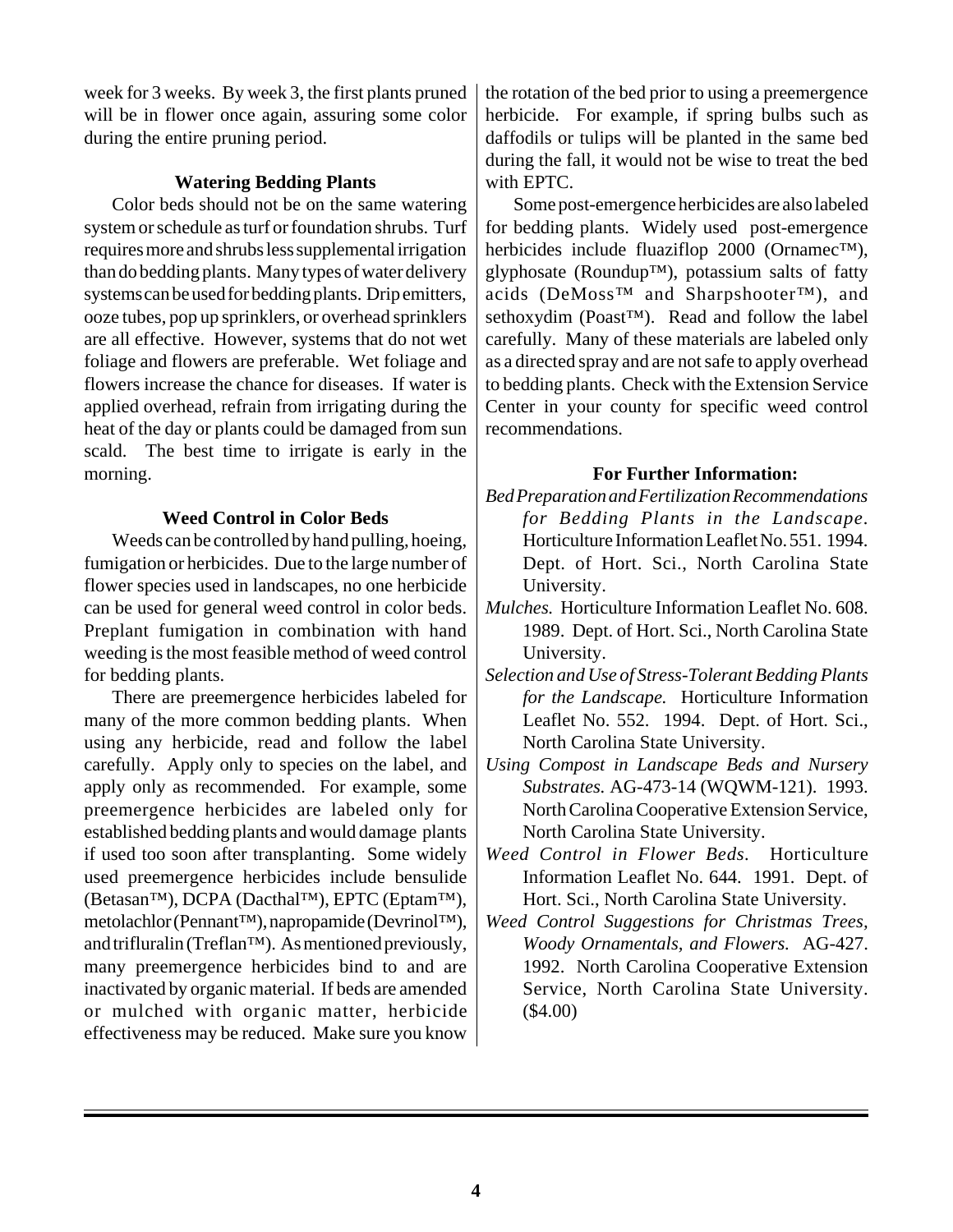week for 3 weeks. By week 3, the first plants pruned will be in flower once again, assuring some color during the entire pruning period.

### Watering Bedding Plants

Color beds should not be on the same watering system or schedule as turf or foundation shrubs. Turf requires more and shrubs less supplemental irrigation than do bedding plants. Many types of water delivery systems can be used for bedding plants. Drip emitters, ooze tubes, pop up sprinklers, or overhead sprinklers are all effective. However, systems that do not wet foliage and flowers are preferable. Wet foliage and flowers increase the chance for diseases. If water is applied overhead, refrain from irrigating during the heat of the day or plants could be damaged from sun scald. The best time to irrigate is early in the morning.

### Weed Control in Color Beds

Weeds can be controlled by hand pulling, hoeing, fumigation or herbicides. Due to the large number of flower species used in landscapes, no one herbicide can be used for general weed control in color beds. Preplant fumigation in combination with hand weeding is the most feasible method of weed control for bedding plants.

There are preemergence herbicides labeled for many of the more common bedding plants. When using any herbicide, read and follow the label carefully. Apply only to species on the label, and apply only as recommended. For example, some preemergence herbicides are labeled only for established bedding plants and would damage plants if used too soon after transplanting. Some widely used preemergence herbicides include bensulide (Betasan™), DCPA (Dacthal™), EPTC (Eptam™), metolachlor (Pennant™), napropamide (Devrinol™), and trifluralin (Treflan™). As mentioned previously, many preemergence herbicides bind to and are inactivated by organic material. If beds are amended or mulched with organic matter, herbicide effectiveness may be reduced. Make sure you know the rotation of the bed prior to using a preemergence herbicide. For example, if spring bulbs such as daffodils or tulips will be planted in the same bed during the fall, it would not be wise to treat the bed with EPTC.

Some post-emergence herbicides are also labeled for bedding plants. Widely used post-emergence herbicides include fluaziflop 2000 (Ornamec™), glyphosate (Roundup™), potassium salts of fatty acids (DeMoss™ and Sharpshooter™), and sethoxydim (Poast™). Read and follow the label carefully. Many of these materials are labeled only as a directed spray and are not safe to apply overhead to bedding plants. Check with the Extension Service Center in your county for specific weed control recommendations.

### For Further Information:

*Bed Preparation and Fertilization Recommendations for Bedding Plants in the Landscape.* Horticulture Information Leaflet No. 551. 1994. Dept. of Hort. Sci., North Carolina State University.

*Mulches.* Horticulture Information Leaflet No. 608. 1989. Dept. of Hort. Sci., North Carolina State University.

*Selection and Use of Stress-Tolerant Bedding Plants for the Landscape.* Horticulture Information Leaflet No. 552. 1994. Dept. of Hort. Sci., North Carolina State University.

*Using Compost in Landscape Beds and Nursery Substrates.* AG-473-14 (WQWM-121). 1993. North Carolina Cooperative Extension Service, North Carolina State University.

*Weed Control in Flower Beds.* Horticulture Information Leaflet No. 644. 1991. Dept. of Hort. Sci., North Carolina State University.

*Weed Control Suggestions for Christmas Trees, Woody Ornamentals, and Flowers.* AG-427. 1992. North Carolina Cooperative Extension Service, North Carolina State University. ($4.00)